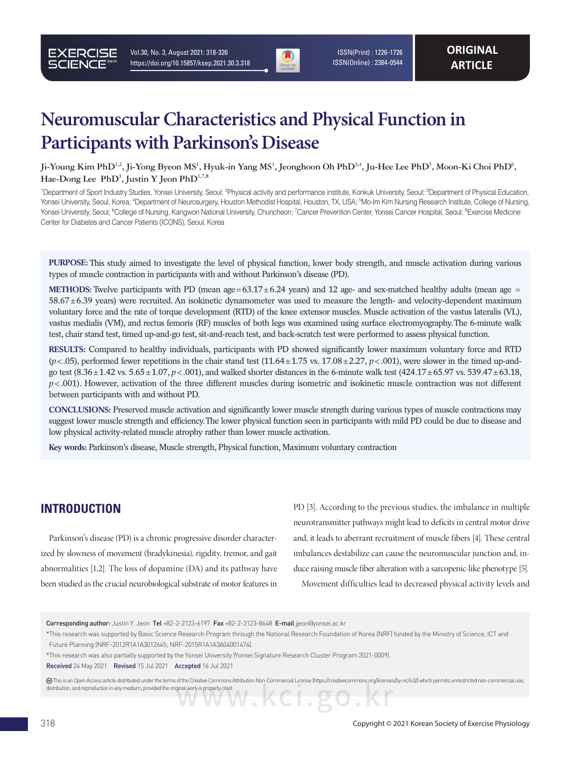# Neuromuscular Characteristics and Physical Function in Participants with Parkinson's Disease

Ji-Young Kim PhD[1,2], Ji-Yong Byeon MS[1], Hyuk-in Yang MS[1], Jeonghoon Oh PhD[3,4], Ju-Hee Lee PhD[5], Moon-Ki Choi PhD[6], Hae-Dong Lee PhD[3], Justin Y Jeon PhD[1,7,8]

[1]Department of Sport Industry Studies, Yonsei University, Seoul; [2]Physical activity and performance institute, Konkuk University, Seoul; [3]Department of Physical Education, Yonsei University, Seoul, Korea; [4]Department of Neurosurgery, Houston Methodist Hospital, Houston, TX, USA; [5]Mo-Im Kim Nursing Research Institute, College of Nursing, Yonsei University, Seoul; [6]College of Nursing, Kangwon National University, Chuncheon; [7]Cancer Prevention Center, Yonsei Cancer Hospital, Seoul; [8]Exercise Medicine Center for Diabetes and Cancer Patients (ICONS), Seoul, Korea

**PURPOSE:** This study aimed to investigate the level of physical function, lower body strength, and muscle activation during various types of muscle contraction in participants with and without Parkinson's disease (PD).

**METHODS:** Twelve participants with PD (mean age = 63.17 ± 6.24 years) and 12 age- and sex-matched healthy adults (mean age = 58.67 ± 6.39 years) were recruited. An isokinetic dynamometer was used to measure the length- and velocity-dependent maximum voluntary force and the rate of torque development (RTD) of the knee extensor muscles. Muscle activation of the vastus lateralis (VL), vastus medialis (VM), and rectus femoris (RF) muscles of both legs was examined using surface electromyography. The 6-minute walk test, chair stand test, timed up-and-go test, sit-and-reach test, and back-scratch test were performed to assess physical function.

**RESULTS:** Compared to healthy individuals, participants with PD showed significantly lower maximum voluntary force and RTD ($p < .05$), performed fewer repetitions in the chair stand test (11.64 ± 1.75 vs. 17.08 ± 2.27, $p < .001$), were slower in the timed up-and-go test (8.36 ± 1.42 vs. 5.65 ± 1.07, $p < .001$), and walked shorter distances in the 6-minute walk test (424.17 ± 65.97 vs. 539.47 ± 63.18, $p < .001$). However, activation of the three different muscles during isometric and isokinetic muscle contraction was not different between participants with and without PD.

**CONCLUSIONS:** Preserved muscle activation and significantly lower muscle strength during various types of muscle contractions may suggest lower muscle strength and efficiency. The lower physical function seen in participants with mild PD could be due to disease and low physical activity-related muscle atrophy rather than lower muscle activation.

**Key words:** Parkinson's disease, Muscle strength, Physical function, Maximum voluntary contraction

## INTRODUCTION

Parkinson's disease (PD) is a chronic progressive disorder characterized by slowness of movement (bradykinesia), rigidity, tremor, and gait abnormalities [1,2]. The loss of dopamine (DA) and its pathway have been studied as the crucial neurobiological substrate of motor features in PD [3]. According to the previous studies, the imbalance in multiple neurotransmitter pathways might lead to deficits in central motor drive and, it leads to aberrant recruitment of muscle fibers [4]. These central imbalances destabilize can cause the neuromuscular junction and, induce raising muscle fiber alteration with a sarcopenic-like phenotype [5].

Movement difficulties lead to decreased physical activity levels and

---

**Corresponding author:** Justin Y. Jeon **Tel** +82-2-2123-6197 **Fax** +82-2-2123-8648 **E-mail** jjeon@yonsei.ac.kr

*This research was supported by Basic Science Research Program through the National Research Foundation of Korea (NRF) funded by the Ministry of Science, ICT and Future Planning (NRF-2012R1A1A3012645; NRF-2015R1A1A3A04001474).

*This research was also partially supported by the Yonsei University (Yonsei Signature Research Cluster Program 2021-0009).

**Received** 24 May 2021 **Revised** 15 Jul 2021 **Accepted** 16 Jul 2021

This is an Open Access article distributed under the terms of the Creative Commons Attribution Non-Commercial License (https://creativecommons.org/licenses/by-nc/4.0/) which permits unrestricted non-commercial use, distribution, and reproduction in any medium, provided the original work is properly cited.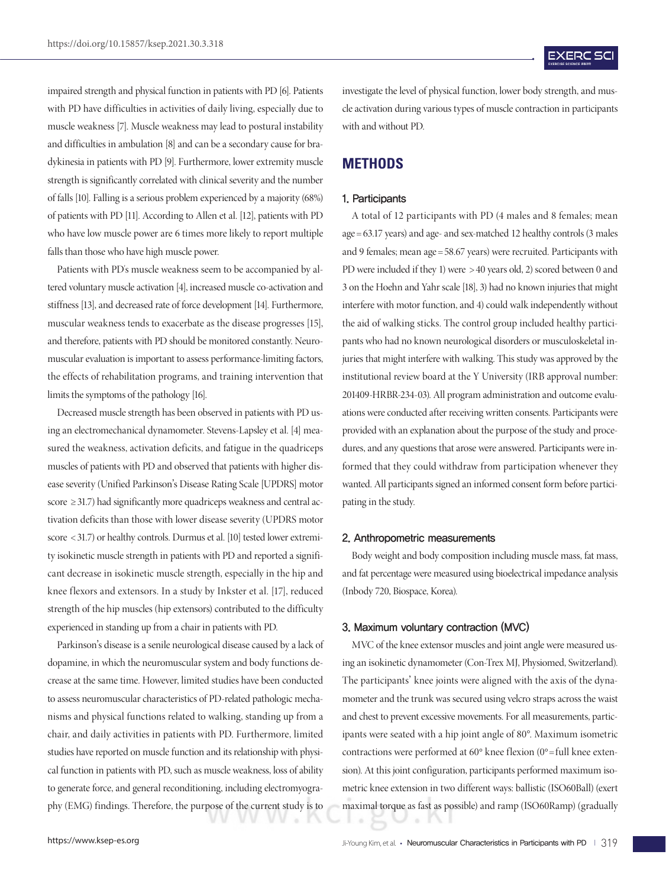impaired strength and physical function in patients with PD [6]. Patients with PD have difficulties in activities of daily living, especially due to muscle weakness [7]. Muscle weakness may lead to postural instability and difficulties in ambulation [8] and can be a secondary cause for bradykinesia in patients with PD [9]. Furthermore, lower extremity muscle strength is significantly correlated with clinical severity and the number of falls [10]. Falling is a serious problem experienced by a majority (68%) of patients with PD [11]. According to Allen et al. [12], patients with PD who have low muscle power are 6 times more likely to report multiple falls than those who have high muscle power.

Patients with PD's muscle weakness seem to be accompanied by altered voluntary muscle activation [4], increased muscle co-activation and stiffness [13], and decreased rate of force development [14]. Furthermore, muscular weakness tends to exacerbate as the disease progresses [15], and therefore, patients with PD should be monitored constantly. Neuromuscular evaluation is important to assess performance-limiting factors, the effects of rehabilitation programs, and training intervention that limits the symptoms of the pathology [16].

Decreased muscle strength has been observed in patients with PD using an electromechanical dynamometer. Stevens-Lapsley et al. [4] measured the weakness, activation deficits, and fatigue in the quadriceps muscles of patients with PD and observed that patients with higher disease severity (Unified Parkinson's Disease Rating Scale [UPDRS] motor score ≥31.7) had significantly more quadriceps weakness and central activation deficits than those with lower disease severity (UPDRS motor score <31.7) or healthy controls. Durmus et al. [10] tested lower extremity isokinetic muscle strength in patients with PD and reported a significant decrease in isokinetic muscle strength, especially in the hip and knee flexors and extensors. In a study by Inkster et al. [17], reduced strength of the hip muscles (hip extensors) contributed to the difficulty experienced in standing up from a chair in patients with PD.

Parkinson's disease is a senile neurological disease caused by a lack of dopamine, in which the neuromuscular system and body functions decrease at the same time. However, limited studies have been conducted to assess neuromuscular characteristics of PD-related pathologic mechanisms and physical functions related to walking, standing up from a chair, and daily activities in patients with PD. Furthermore, limited studies have reported on muscle function and its relationship with physical function in patients with PD, such as muscle weakness, loss of ability to generate force, and general reconditioning, including electromyography (EMG) findings. Therefore, the purpose of the current study is to investigate the level of physical function, lower body strength, and muscle activation during various types of muscle contraction in participants with and without PD.

## METHODS

### 1. Participants

A total of 12 participants with PD (4 males and 8 females; mean age = 63.17 years) and age- and sex-matched 12 healthy controls (3 males and 9 females; mean age = 58.67 years) were recruited. Participants with PD were included if they 1) were >40 years old, 2) scored between 0 and 3 on the Hoehn and Yahr scale [18], 3) had no known injuries that might interfere with motor function, and 4) could walk independently without the aid of walking sticks. The control group included healthy participants who had no known neurological disorders or musculoskeletal injuries that might interfere with walking. This study was approved by the institutional review board at the Y University (IRB approval number: 201409-HRBR-234-03). All program administration and outcome evaluations were conducted after receiving written consents. Participants were provided with an explanation about the purpose of the study and procedures, and any questions that arose were answered. Participants were informed that they could withdraw from participation whenever they wanted. All participants signed an informed consent form before participating in the study.

### 2. Anthropometric measurements

Body weight and body composition including muscle mass, fat mass, and fat percentage were measured using bioelectrical impedance analysis (Inbody 720, Biospace, Korea).

### 3. Maximum voluntary contraction (MVC)

MVC of the knee extensor muscles and joint angle were measured using an isokinetic dynamometer (Con-Trex MJ, Physiomed, Switzerland). The participants' knee joints were aligned with the axis of the dynamometer and the trunk was secured using velcro straps across the waist and chest to prevent excessive movements. For all measurements, participants were seated with a hip joint angle of 80°. Maximum isometric contractions were performed at 60° knee flexion (0° = full knee extension). At this joint configuration, participants performed maximum isometric knee extension in two different ways: ballistic (ISO60Ball) (exert maximal torque as fast as possible) and ramp (ISO60Ramp) (gradually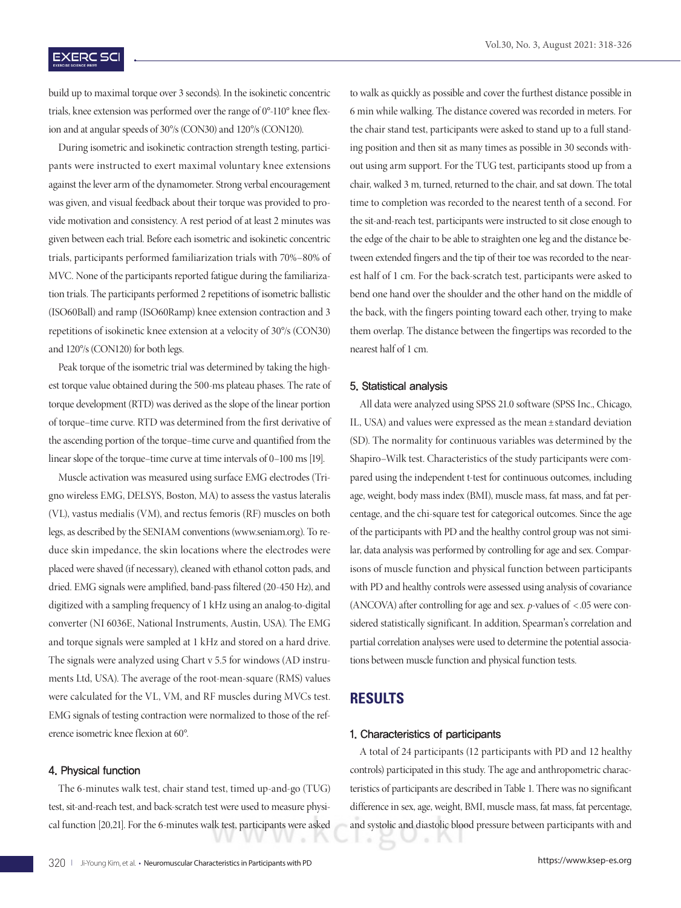build up to maximal torque over 3 seconds). In the isokinetic concentric trials, knee extension was performed over the range of 0°-110° knee flexion and at angular speeds of 30°/s (CON30) and 120°/s (CON120).

During isometric and isokinetic contraction strength testing, participants were instructed to exert maximal voluntary knee extensions against the lever arm of the dynamometer. Strong verbal encouragement was given, and visual feedback about their torque was provided to provide motivation and consistency. A rest period of at least 2 minutes was given between each trial. Before each isometric and isokinetic concentric trials, participants performed familiarization trials with 70%–80% of MVC. None of the participants reported fatigue during the familiarization trials. The participants performed 2 repetitions of isometric ballistic (ISO60Ball) and ramp (ISO60Ramp) knee extension contraction and 3 repetitions of isokinetic knee extension at a velocity of 30°/s (CON30) and 120°/s (CON120) for both legs.

Peak torque of the isometric trial was determined by taking the highest torque value obtained during the 500-ms plateau phases. The rate of torque development (RTD) was derived as the slope of the linear portion of torque–time curve. RTD was determined from the first derivative of the ascending portion of the torque–time curve and quantified from the linear slope of the torque–time curve at time intervals of 0–100 ms [19].

Muscle activation was measured using surface EMG electrodes (Trigno wireless EMG, DELSYS, Boston, MA) to assess the vastus lateralis (VL), vastus medialis (VM), and rectus femoris (RF) muscles on both legs, as described by the SENIAM conventions (www.seniam.org). To reduce skin impedance, the skin locations where the electrodes were placed were shaved (if necessary), cleaned with ethanol cotton pads, and dried. EMG signals were amplified, band-pass filtered (20-450 Hz), and digitized with a sampling frequency of 1 kHz using an analog-to-digital converter (NI 6036E, National Instruments, Austin, USA). The EMG and torque signals were sampled at 1 kHz and stored on a hard drive. The signals were analyzed using Chart v 5.5 for windows (AD instruments Ltd, USA). The average of the root-mean-square (RMS) values were calculated for the VL, VM, and RF muscles during MVCs test. EMG signals of testing contraction were normalized to those of the reference isometric knee flexion at 60°.

### 4. Physical function

The 6-minutes walk test, chair stand test, timed up-and-go (TUG) test, sit-and-reach test, and back-scratch test were used to measure physical function [20,21]. For the 6-minutes walk test, participants were asked to walk as quickly as possible and cover the furthest distance possible in 6 min while walking. The distance covered was recorded in meters. For the chair stand test, participants were asked to stand up to a full standing position and then sit as many times as possible in 30 seconds without using arm support. For the TUG test, participants stood up from a chair, walked 3 m, turned, returned to the chair, and sat down. The total time to completion was recorded to the nearest tenth of a second. For the sit-and-reach test, participants were instructed to sit close enough to the edge of the chair to be able to straighten one leg and the distance between extended fingers and the tip of their toe was recorded to the nearest half of 1 cm. For the back-scratch test, participants were asked to bend one hand over the shoulder and the other hand on the middle of the back, with the fingers pointing toward each other, trying to make them overlap. The distance between the fingertips was recorded to the nearest half of 1 cm.

### 5. Statistical analysis

All data were analyzed using SPSS 21.0 software (SPSS Inc., Chicago, IL, USA) and values were expressed as the mean ± standard deviation (SD). The normality for continuous variables was determined by the Shapiro–Wilk test. Characteristics of the study participants were compared using the independent t-test for continuous outcomes, including age, weight, body mass index (BMI), muscle mass, fat mass, and fat percentage, and the chi-square test for categorical outcomes. Since the age of the participants with PD and the healthy control group was not similar, data analysis was performed by controlling for age and sex. Comparisons of muscle function and physical function between participants with PD and healthy controls were assessed using analysis of covariance (ANCOVA) after controlling for age and sex. $p$-values of $<.05$ were considered statistically significant. In addition, Spearman's correlation and partial correlation analyses were used to determine the potential associations between muscle function and physical function tests.

## RESULTS

### 1. Characteristics of participants

A total of 24 participants (12 participants with PD and 12 healthy controls) participated in this study. The age and anthropometric characteristics of participants are described in Table 1. There was no significant difference in sex, age, weight, BMI, muscle mass, fat mass, fat percentage, and systolic and diastolic blood pressure between participants with and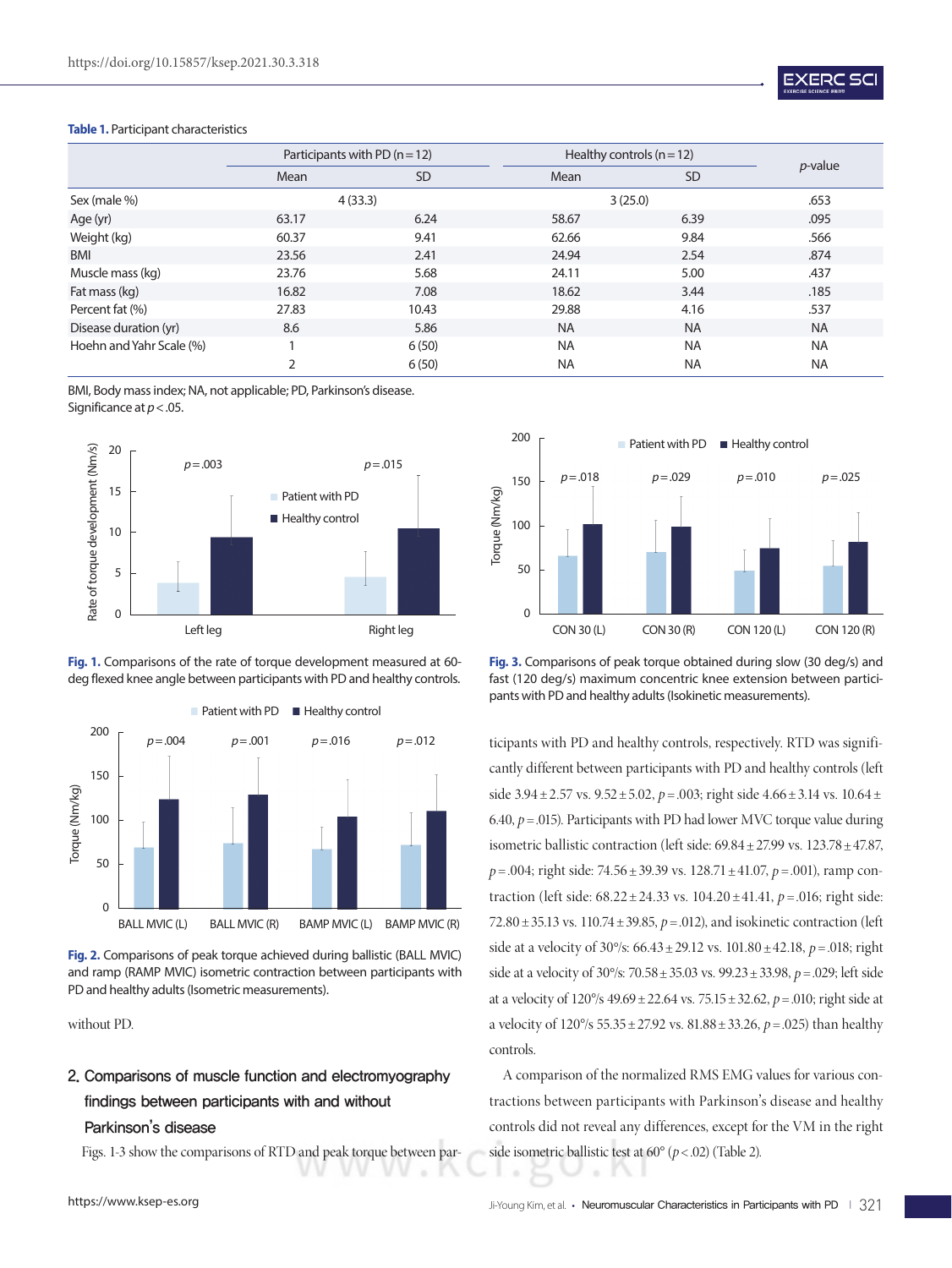**Table 1.** Participant characteristics

| | Participants with PD (n = 12) | | Healthy controls (n = 12) | | *p*-value |
|---|---|---|---|---|---|
| | Mean | SD | Mean | SD | |
| Sex (male %) | 4 (33.3) | | 3 (25.0) | | .653 |
| Age (yr) | 63.17 | 6.24 | 58.67 | 6.39 | .095 |
| Weight (kg) | 60.37 | 9.41 | 62.66 | 9.84 | .566 |
| BMI | 23.56 | 2.41 | 24.94 | 2.54 | .874 |
| Muscle mass (kg) | 23.76 | 5.68 | 24.11 | 5.00 | .437 |
| Fat mass (kg) | 16.82 | 7.08 | 18.62 | 3.44 | .185 |
| Percent fat (%) | 27.83 | 10.43 | 29.88 | 4.16 | .537 |
| Disease duration (yr) | 8.6 | 5.86 | NA | NA | NA |
| Hoehn and Yahr Scale (%) | 1 | 6 (50) | NA | NA | NA |
| | 2 | 6 (50) | NA | NA | NA |

BMI, Body mass index; NA, not applicable; PD, Parkinson's disease.
Significance at $p < .05$.

**Fig. 1.** Comparisons of the rate of torque development measured at 60-deg flexed knee angle between participants with PD and healthy controls.

**Fig. 2.** Comparisons of peak torque achieved during ballistic (BALL MVIC) and ramp (RAMP MVIC) isometric contraction between participants with PD and healthy adults (Isometric measurements).

without PD.

## 2. Comparisons of muscle function and electromyography findings between participants with and without Parkinson's disease

Figs. 1-3 show the comparisons of RTD and peak torque between participants with PD and healthy controls, respectively. RTD was significantly different between participants with PD and healthy controls (left side 3.94 ± 2.57 vs. 9.52 ± 5.02, $p = .003$; right side 4.66 ± 3.14 vs. 10.64 ± 6.40, $p = .015$). Participants with PD had lower MVC torque value during isometric ballistic contraction (left side: 69.84 ± 27.99 vs. 123.78 ± 47.87, $p = .004$; right side: 74.56 ± 39.39 vs. 128.71 ± 41.07, $p = .001$), ramp contraction (left side: 68.22 ± 24.33 vs. 104.20 ± 41.41, $p = .016$; right side: 72.80 ± 35.13 vs. 110.74 ± 39.85, $p = .012$), and isokinetic contraction (left side at a velocity of 30°/s: 66.43 ± 29.12 vs. 101.80 ± 42.18, $p = .018$; right side at a velocity of 30°/s: 70.58 ± 35.03 vs. 99.23 ± 33.98, $p = .029$; left side at a velocity of 120°/s 49.69 ± 22.64 vs. 75.15 ± 32.62, $p = .010$; right side at a velocity of 120°/s 55.35 ± 27.92 vs. 81.88 ± 33.26, $p = .025$) than healthy controls.

**Fig. 3.** Comparisons of peak torque obtained during slow (30 deg/s) and fast (120 deg/s) maximum concentric knee extension between participants with PD and healthy adults (Isokinetic measurements).

A comparison of the normalized RMS EMG values for various contractions between participants with Parkinson's disease and healthy controls did not reveal any differences, except for the VM in the right side isometric ballistic test at 60° ($p < .02$) (Table 2).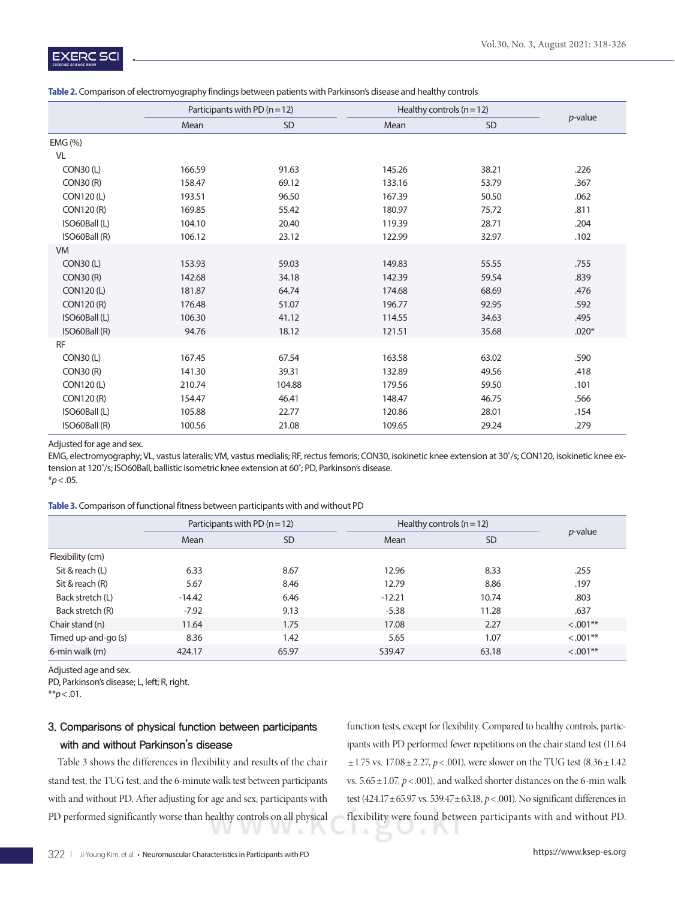**Table 2.** Comparison of electromyography findings between patients with Parkinson's disease and healthy controls

| | Participants with PD (n=12) | | Healthy controls (n=12) | | *p*-value |
|---|---|---|---|---|---|
| | Mean | SD | Mean | SD | |
| EMG (%) | | | | | |
| VL | | | | | |
| CON30 (L) | 166.59 | 91.63 | 145.26 | 38.21 | .226 |
| CON30 (R) | 158.47 | 69.12 | 133.16 | 53.79 | .367 |
| CON120 (L) | 193.51 | 96.50 | 167.39 | 50.50 | .062 |
| CON120 (R) | 169.85 | 55.42 | 180.97 | 75.72 | .811 |
| ISO60Ball (L) | 104.10 | 20.40 | 119.39 | 28.71 | .204 |
| ISO60Ball (R) | 106.12 | 23.12 | 122.99 | 32.97 | .102 |
| VM | | | | | |
| CON30 (L) | 153.93 | 59.03 | 149.83 | 55.55 | .755 |
| CON30 (R) | 142.68 | 34.18 | 142.39 | 59.54 | .839 |
| CON120 (L) | 181.87 | 64.74 | 174.68 | 68.69 | .476 |
| CON120 (R) | 176.48 | 51.07 | 196.77 | 92.95 | .592 |
| ISO60Ball (L) | 106.30 | 41.12 | 114.55 | 34.63 | .495 |
| ISO60Ball (R) | 94.76 | 18.12 | 121.51 | 35.68 | .020* |
| RF | | | | | |
| CON30 (L) | 167.45 | 67.54 | 163.58 | 63.02 | .590 |
| CON30 (R) | 141.30 | 39.31 | 132.89 | 49.56 | .418 |
| CON120 (L) | 210.74 | 104.88 | 179.56 | 59.50 | .101 |
| CON120 (R) | 154.47 | 46.41 | 148.47 | 46.75 | .566 |
| ISO60Ball (L) | 105.88 | 22.77 | 120.86 | 28.01 | .154 |
| ISO60Ball (R) | 100.56 | 21.08 | 109.65 | 29.24 | .279 |

Adjusted for age and sex.
EMG, electromyography; VL, vastus lateralis; VM, vastus medialis; RF, rectus femoris; CON30, isokinetic knee extension at 30˚/s; CON120, isokinetic knee extension at 120˚/s; ISO60Ball, ballistic isometric knee extension at 60˚; PD, Parkinson's disease.
*$p<.05$.

**Table 3.** Comparison of functional fitness between participants with and without PD

| | Participants with PD (n=12) | | Healthy controls (n=12) | | *p*-value |
|---|---|---|---|---|---|
| | Mean | SD | Mean | SD | |
| Flexibility (cm) | | | | | |
| Sit & reach (L) | 6.33 | 8.67 | 12.96 | 8.33 | .255 |
| Sit & reach (R) | 5.67 | 8.46 | 12.79 | 8.86 | .197 |
| Back stretch (L) | -14.42 | 6.46 | -12.21 | 10.74 | .803 |
| Back stretch (R) | -7.92 | 9.13 | -5.38 | 11.28 | .637 |
| Chair stand (n) | 11.64 | 1.75 | 17.08 | 2.27 | <.001** |
| Timed up-and-go (s) | 8.36 | 1.42 | 5.65 | 1.07 | <.001** |
| 6-min walk (m) | 424.17 | 65.97 | 539.47 | 63.18 | <.001** |

Adjusted age and sex.
PD, Parkinson's disease; L, left; R, right.
**$p<.01$.

### 3. Comparisons of physical function between participants with and without Parkinson's disease

Table 3 shows the differences in flexibility and results of the chair stand test, the TUG test, and the 6-minute walk test between participants with and without PD. After adjusting for age and sex, participants with PD performed significantly worse than healthy controls on all physical function tests, except for flexibility. Compared to healthy controls, participants with PD performed fewer repetitions on the chair stand test (11.64 $\pm$1.75 vs. 17.08$\pm$2.27, $p<.001$), were slower on the TUG test (8.36$\pm$1.42 vs. 5.65$\pm$1.07, $p<.001$), and walked shorter distances on the 6-min walk test (424.17$\pm$65.97 vs. 539.47$\pm$63.18, $p<.001$). No significant differences in flexibility were found between participants with and without PD.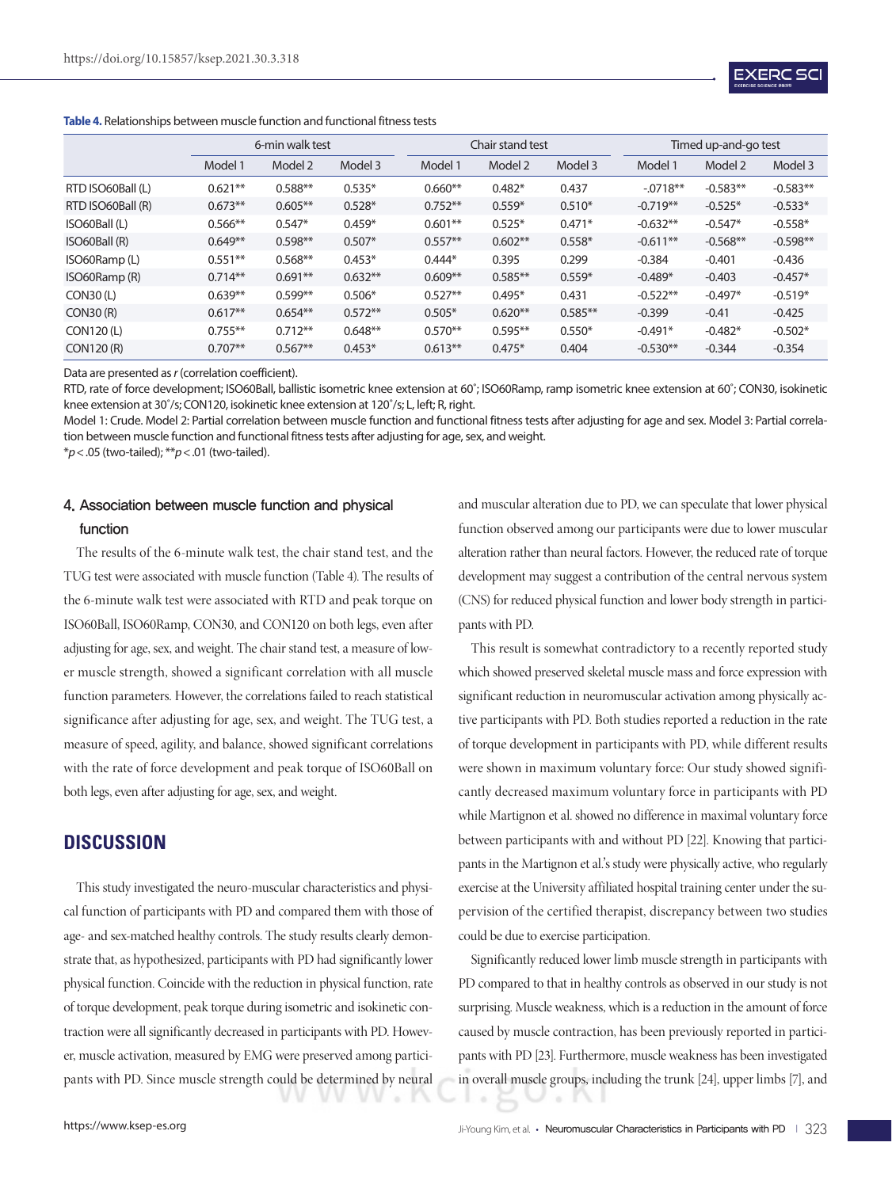**Table 4.** Relationships between muscle function and functional fitness tests

| | 6-min walk test | | | Chair stand test | | | Timed up-and-go test | | |
|---|---|---|---|---|---|---|---|---|---|
| | Model 1 | Model 2 | Model 3 | Model 1 | Model 2 | Model 3 | Model 1 | Model 2 | Model 3 |
| RTD ISO60Ball (L) | 0.621** | 0.588** | 0.535* | 0.660** | 0.482* | 0.437 | -.0718** | -0.583** | -0.583** |
| RTD ISO60Ball (R) | 0.673** | 0.605** | 0.528* | 0.752** | 0.559* | 0.510* | -0.719** | -0.525* | -0.533* |
| ISO60Ball (L) | 0.566** | 0.547* | 0.459* | 0.601** | 0.525* | 0.471* | -0.632** | -0.547* | -0.558* |
| ISO60Ball (R) | 0.649** | 0.598** | 0.507* | 0.557** | 0.602** | 0.558* | -0.611** | -0.568** | -0.598** |
| ISO60Ramp (L) | 0.551** | 0.568** | 0.453* | 0.444* | 0.395 | 0.299 | -0.384 | -0.401 | -0.436 |
| ISO60Ramp (R) | 0.714** | 0.691** | 0.632** | 0.609** | 0.585** | 0.559* | -0.489* | -0.403 | -0.457* |
| CON30 (L) | 0.639** | 0.599** | 0.506* | 0.527** | 0.495* | 0.431 | -0.522** | -0.497* | -0.519* |
| CON30 (R) | 0.617** | 0.654** | 0.572** | 0.505* | 0.620** | 0.585** | -0.399 | -0.41 | -0.425 |
| CON120 (L) | 0.755** | 0.712** | 0.648** | 0.570** | 0.595** | 0.550* | -0.491* | -0.482* | -0.502* |
| CON120 (R) | 0.707** | 0.567** | 0.453* | 0.613** | 0.475* | 0.404 | -0.530** | -0.344 | -0.354 |

Data are presented as *r* (correlation coefficient).

RTD, rate of force development; ISO60Ball, ballistic isometric knee extension at 60˚; ISO60Ramp, ramp isometric knee extension at 60˚; CON30, isokinetic knee extension at 30˚/s; CON120, isokinetic knee extension at 120˚/s; L, left; R, right.

Model 1: Crude. Model 2: Partial correlation between muscle function and functional fitness tests after adjusting for age and sex. Model 3: Partial correlation between muscle function and functional fitness tests after adjusting for age, sex, and weight.

**p* < .05 (two-tailed); ***p* < .01 (two-tailed).

### 4. Association between muscle function and physical function

The results of the 6-minute walk test, the chair stand test, and the TUG test were associated with muscle function (Table 4). The results of the 6-minute walk test were associated with RTD and peak torque on ISO60Ball, ISO60Ramp, CON30, and CON120 on both legs, even after adjusting for age, sex, and weight. The chair stand test, a measure of lower muscle strength, showed a significant correlation with all muscle function parameters. However, the correlations failed to reach statistical significance after adjusting for age, sex, and weight. The TUG test, a measure of speed, agility, and balance, showed significant correlations with the rate of force development and peak torque of ISO60Ball on both legs, even after adjusting for age, sex, and weight.

## DISCUSSION

This study investigated the neuro-muscular characteristics and physical function of participants with PD and compared them with those of age- and sex-matched healthy controls. The study results clearly demonstrate that, as hypothesized, participants with PD had significantly lower physical function. Coincide with the reduction in physical function, rate of torque development, peak torque during isometric and isokinetic contraction were all significantly decreased in participants with PD. However, muscle activation, measured by EMG were preserved among participants with PD. Since muscle strength could be determined by neural and muscular alteration due to PD, we can speculate that lower physical function observed among our participants were due to lower muscular alteration rather than neural factors. However, the reduced rate of torque development may suggest a contribution of the central nervous system (CNS) for reduced physical function and lower body strength in participants with PD.

This result is somewhat contradictory to a recently reported study which showed preserved skeletal muscle mass and force expression with significant reduction in neuromuscular activation among physically active participants with PD. Both studies reported a reduction in the rate of torque development in participants with PD, while different results were shown in maximum voluntary force: Our study showed significantly decreased maximum voluntary force in participants with PD while Martignon et al. showed no difference in maximal voluntary force between participants with and without PD [22]. Knowing that participants in the Martignon et al.'s study were physically active, who regularly exercise at the University affiliated hospital training center under the supervision of the certified therapist, discrepancy between two studies could be due to exercise participation.

Significantly reduced lower limb muscle strength in participants with PD compared to that in healthy controls as observed in our study is not surprising. Muscle weakness, which is a reduction in the amount of force caused by muscle contraction, has been previously reported in participants with PD [23]. Furthermore, muscle weakness has been investigated in overall muscle groups, including the trunk [24], upper limbs [7], and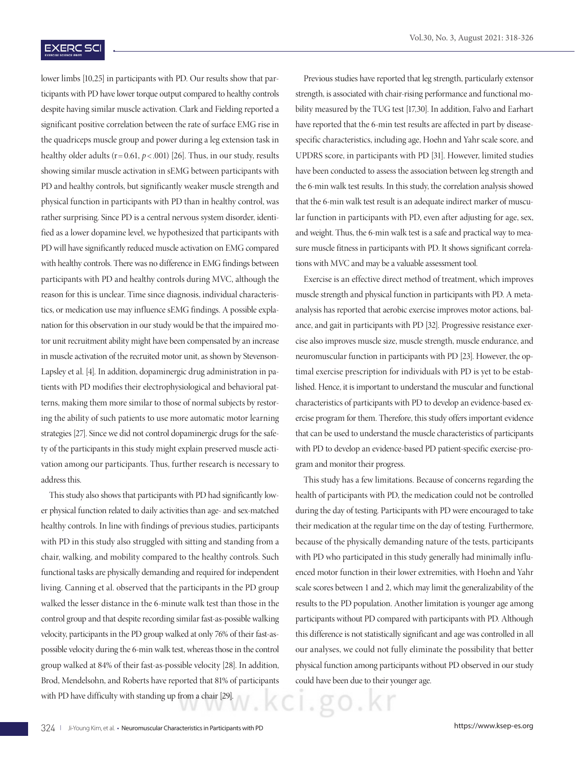lower limbs [10,25] in participants with PD. Our results show that participants with PD have lower torque output compared to healthy controls despite having similar muscle activation. Clark and Fielding reported a significant positive correlation between the rate of surface EMG rise in the quadriceps muscle group and power during a leg extension task in healthy older adults ($r = 0.61$, $p < .001$) [26]. Thus, in our study, results showing similar muscle activation in sEMG between participants with PD and healthy controls, but significantly weaker muscle strength and physical function in participants with PD than in healthy control, was rather surprising. Since PD is a central nervous system disorder, identified as a lower dopamine level, we hypothesized that participants with PD will have significantly reduced muscle activation on EMG compared with healthy controls. There was no difference in EMG findings between participants with PD and healthy controls during MVC, although the reason for this is unclear. Time since diagnosis, individual characteristics, or medication use may influence sEMG findings. A possible explanation for this observation in our study would be that the impaired motor unit recruitment ability might have been compensated by an increase in muscle activation of the recruited motor unit, as shown by Stevenson-Lapsley et al. [4]. In addition, dopaminergic drug administration in patients with PD modifies their electrophysiological and behavioral patterns, making them more similar to those of normal subjects by restoring the ability of such patients to use more automatic motor learning strategies [27]. Since we did not control dopaminergic drugs for the safety of the participants in this study might explain preserved muscle activation among our participants. Thus, further research is necessary to address this.

This study also shows that participants with PD had significantly lower physical function related to daily activities than age- and sex-matched healthy controls. In line with findings of previous studies, participants with PD in this study also struggled with sitting and standing from a chair, walking, and mobility compared to the healthy controls. Such functional tasks are physically demanding and required for independent living. Canning et al. observed that the participants in the PD group walked the lesser distance in the 6-minute walk test than those in the control group and that despite recording similar fast-as-possible walking velocity, participants in the PD group walked at only 76% of their fast-as-possible velocity during the 6-min walk test, whereas those in the control group walked at 84% of their fast-as-possible velocity [28]. In addition, Brod, Mendelsohn, and Roberts have reported that 81% of participants with PD have difficulty with standing up from a chair [29].

Previous studies have reported that leg strength, particularly extensor strength, is associated with chair-rising performance and functional mobility measured by the TUG test [17,30]. In addition, Falvo and Earhart have reported that the 6-min test results are affected in part by disease-specific characteristics, including age, Hoehn and Yahr scale score, and UPDRS score, in participants with PD [31]. However, limited studies have been conducted to assess the association between leg strength and the 6-min walk test results. In this study, the correlation analysis showed that the 6-min walk test result is an adequate indirect marker of muscular function in participants with PD, even after adjusting for age, sex, and weight. Thus, the 6-min walk test is a safe and practical way to measure muscle fitness in participants with PD. It shows significant correlations with MVC and may be a valuable assessment tool.

Exercise is an effective direct method of treatment, which improves muscle strength and physical function in participants with PD. A meta-analysis has reported that aerobic exercise improves motor actions, balance, and gait in participants with PD [32]. Progressive resistance exercise also improves muscle size, muscle strength, muscle endurance, and neuromuscular function in participants with PD [23]. However, the optimal exercise prescription for individuals with PD is yet to be established. Hence, it is important to understand the muscular and functional characteristics of participants with PD to develop an evidence-based exercise program for them. Therefore, this study offers important evidence that can be used to understand the muscle characteristics of participants with PD to develop an evidence-based PD patient-specific exercise-program and monitor their progress.

This study has a few limitations. Because of concerns regarding the health of participants with PD, the medication could not be controlled during the day of testing. Participants with PD were encouraged to take their medication at the regular time on the day of testing. Furthermore, because of the physically demanding nature of the tests, participants with PD who participated in this study generally had minimally influenced motor function in their lower extremities, with Hoehn and Yahr scale scores between 1 and 2, which may limit the generalizability of the results to the PD population. Another limitation is younger age among participants without PD compared with participants with PD. Although this difference is not statistically significant and age was controlled in all our analyses, we could not fully eliminate the possibility that better physical function among participants without PD observed in our study could have been due to their younger age.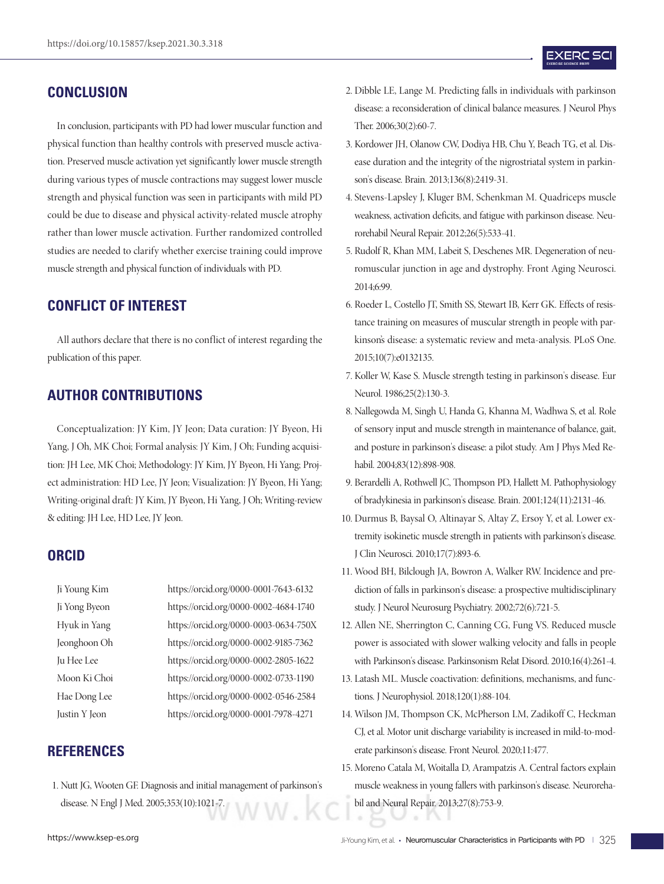## CONCLUSION

In conclusion, participants with PD had lower muscular function and physical function than healthy controls with preserved muscle activation. Preserved muscle activation yet significantly lower muscle strength during various types of muscle contractions may suggest lower muscle strength and physical function was seen in participants with mild PD could be due to disease and physical activity-related muscle atrophy rather than lower muscle activation. Further randomized controlled studies are needed to clarify whether exercise training could improve muscle strength and physical function of individuals with PD.

## CONFLICT OF INTEREST

All authors declare that there is no conflict of interest regarding the publication of this paper.

## AUTHOR CONTRIBUTIONS

Conceptualization: JY Kim, JY Jeon; Data curation: JY Byeon, Hi Yang, J Oh, MK Choi; Formal analysis: JY Kim, J Oh; Funding acquisition: JH Lee, MK Choi; Methodology: JY Kim, JY Byeon, Hi Yang; Project administration: HD Lee, JY Jeon; Visualization: JY Byeon, Hi Yang; Writing-original draft: JY Kim, JY Byeon, Hi Yang, J Oh; Writing-review & editing: JH Lee, HD Lee, JY Jeon.

## ORCID

| | |
|---|---|
| Ji Young Kim | https://orcid.org/0000-0001-7643-6132 |
| Ji Yong Byeon | https://orcid.org/0000-0002-4684-1740 |
| Hyuk in Yang | https://orcid.org/0000-0003-0634-750X |
| Jeonghoon Oh | https://orcid.org/0000-0002-9185-7362 |
| Ju Hee Lee | https://orcid.org/0000-0002-2805-1622 |
| Moon Ki Choi | https://orcid.org/0000-0002-0733-1190 |
| Hae Dong Lee | https://orcid.org/0000-0002-0546-2584 |
| Justin Y Jeon | https://orcid.org/0000-0001-7978-4271 |

## REFERENCES

1. Nutt JG, Wooten GF. Diagnosis and initial management of parkinson's disease. N Engl J Med. 2005;353(10):1021-7.
2. Dibble LE, Lange M. Predicting falls in individuals with parkinson disease: a reconsideration of clinical balance measures. J Neurol Phys Ther. 2006;30(2):60-7.
3. Kordower JH, Olanow CW, Dodiya HB, Chu Y, Beach TG, et al. Disease duration and the integrity of the nigrostriatal system in parkinson's disease. Brain. 2013;136(8):2419-31.
4. Stevens-Lapsley J, Kluger BM, Schenkman M. Quadriceps muscle weakness, activation deficits, and fatigue with parkinson disease. Neurorehabil Neural Repair. 2012;26(5):533-41.
5. Rudolf R, Khan MM, Labeit S, Deschenes MR. Degeneration of neuromuscular junction in age and dystrophy. Front Aging Neurosci. 2014;6:99.
6. Roeder L, Costello JT, Smith SS, Stewart IB, Kerr GK. Effects of resistance training on measures of muscular strength in people with parkinson's disease: a systematic review and meta-analysis. PLoS One. 2015;10(7):e0132135.
7. Koller W, Kase S. Muscle strength testing in parkinson's disease. Eur Neurol. 1986;25(2):130-3.
8. Nallegowda M, Singh U, Handa G, Khanna M, Wadhwa S, et al. Role of sensory input and muscle strength in maintenance of balance, gait, and posture in parkinson's disease: a pilot study. Am J Phys Med Rehabil. 2004;83(12):898-908.
9. Berardelli A, Rothwell JC, Thompson PD, Hallett M. Pathophysiology of bradykinesia in parkinson's disease. Brain. 2001;124(11):2131-46.
10. Durmus B, Baysal O, Altinayar S, Altay Z, Ersoy Y, et al. Lower extremity isokinetic muscle strength in patients with parkinson's disease. J Clin Neurosci. 2010;17(7):893-6.
11. Wood BH, Bilclough JA, Bowron A, Walker RW. Incidence and prediction of falls in parkinson's disease: a prospective multidisciplinary study. J Neurol Neurosurg Psychiatry. 2002;72(6):721-5.
12. Allen NE, Sherrington C, Canning CG, Fung VS. Reduced muscle power is associated with slower walking velocity and falls in people with Parkinson's disease. Parkinsonism Relat Disord. 2010;16(4):261-4.
13. Latash ML. Muscle coactivation: definitions, mechanisms, and functions. J Neurophysiol. 2018;120(1):88-104.
14. Wilson JM, Thompson CK, McPherson LM, Zadikoff C, Heckman CJ, et al. Motor unit discharge variability is increased in mild-to-moderate parkinson's disease. Front Neurol. 2020;11:477.
15. Moreno Catala M, Woitalla D, Arampatzis A. Central factors explain muscle weakness in young fallers with parkinson's disease. Neurorehabil and Neural Repair. 2013;27(8):753-9.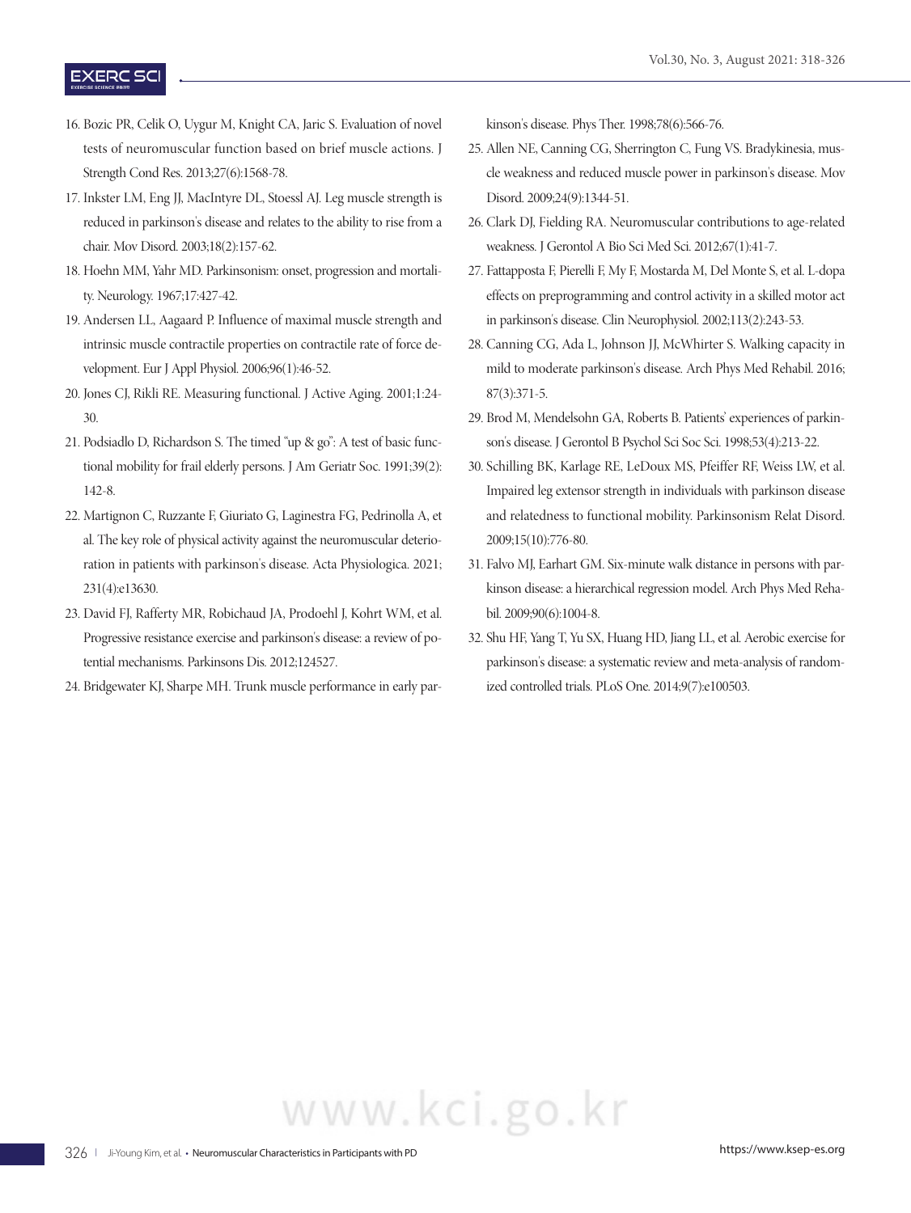16. Bozic PR, Celik O, Uygur M, Knight CA, Jaric S. Evaluation of novel tests of neuromuscular function based on brief muscle actions. J Strength Cond Res. 2013;27(6):1568-78.
17. Inkster LM, Eng JJ, MacIntyre DL, Stoessl AJ. Leg muscle strength is reduced in parkinson's disease and relates to the ability to rise from a chair. Mov Disord. 2003;18(2):157-62.
18. Hoehn MM, Yahr MD. Parkinsonism: onset, progression and mortality. Neurology. 1967;17:427-42.
19. Andersen LL, Aagaard P. Influence of maximal muscle strength and intrinsic muscle contractile properties on contractile rate of force development. Eur J Appl Physiol. 2006;96(1):46-52.
20. Jones CJ, Rikli RE. Measuring functional. J Active Aging. 2001;1:24-30.
21. Podsiadlo D, Richardson S. The timed "up & go": A test of basic functional mobility for frail elderly persons. J Am Geriatr Soc. 1991;39(2):142-8.
22. Martignon C, Ruzzante F, Giuriato G, Laginestra FG, Pedrinolla A, et al. The key role of physical activity against the neuromuscular deterioration in patients with parkinson's disease. Acta Physiologica. 2021;231(4):e13630.
23. David FJ, Rafferty MR, Robichaud JA, Prodoehl J, Kohrt WM, et al. Progressive resistance exercise and parkinson's disease: a review of potential mechanisms. Parkinsons Dis. 2012;124527.
24. Bridgewater KJ, Sharpe MH. Trunk muscle performance in early parkinson's disease. Phys Ther. 1998;78(6):566-76.
25. Allen NE, Canning CG, Sherrington C, Fung VS. Bradykinesia, muscle weakness and reduced muscle power in parkinson's disease. Mov Disord. 2009;24(9):1344-51.
26. Clark DJ, Fielding RA. Neuromuscular contributions to age-related weakness. J Gerontol A Bio Sci Med Sci. 2012;67(1):41-7.
27. Fattapposta F, Pierelli F, My F, Mostarda M, Del Monte S, et al. L-dopa effects on preprogramming and control activity in a skilled motor act in parkinson's disease. Clin Neurophysiol. 2002;113(2):243-53.
28. Canning CG, Ada L, Johnson JJ, McWhirter S. Walking capacity in mild to moderate parkinson's disease. Arch Phys Med Rehabil. 2016;87(3):371-5.
29. Brod M, Mendelsohn GA, Roberts B. Patients' experiences of parkinson's disease. J Gerontol B Psychol Sci Soc Sci. 1998;53(4):213-22.
30. Schilling BK, Karlage RE, LeDoux MS, Pfeiffer RF, Weiss LW, et al. Impaired leg extensor strength in individuals with parkinson disease and relatedness to functional mobility. Parkinsonism Relat Disord. 2009;15(10):776-80.
31. Falvo MJ, Earhart GM. Six-minute walk distance in persons with parkinson disease: a hierarchical regression model. Arch Phys Med Rehabil. 2009;90(6):1004-8.
32. Shu HF, Yang T, Yu SX, Huang HD, Jiang LL, et al. Aerobic exercise for parkinson's disease: a systematic review and meta-analysis of randomized controlled trials. PLoS One. 2014;9(7):e100503.